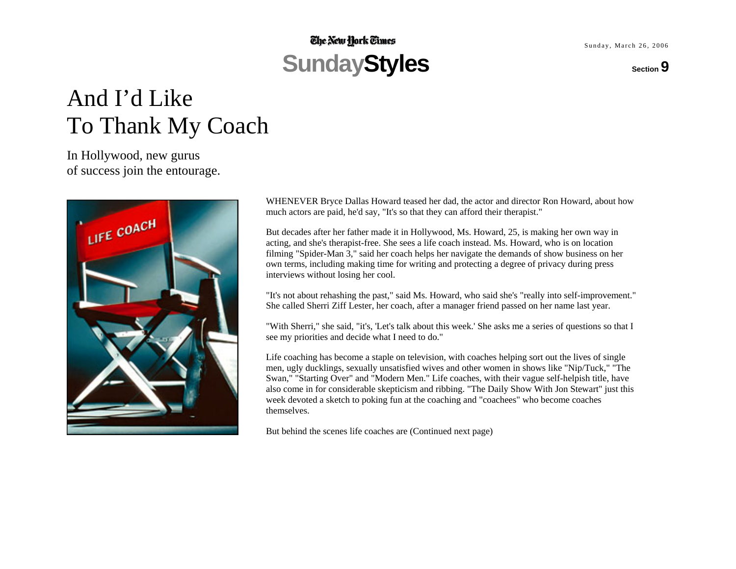The New York Times

**SundayStyles**

Sunday, March 26, 2006

Section 9

# And I'd Like To Thank My Coach

In Hollywood, new gurus of success join the entourage.

WHENEVER Bryce Dallas Howard teased her dad, the actor and director Ron Howard, about how much actors are paid, he'd say, "It's so that they can afford their therapist."

But decades after her father made it in Hollywood, Ms. Howard, 25, is making her own way in acting, and she's therapist-free. She sees a life coach instead. Ms. Howard, who is on location filming "Spider-Man 3," said her coach helps her navigate the demands of show business on her own terms, including making time for writing and protecting a degree of privacy during press interviews without losing her cool.

"It's not about rehashing the past," said Ms. Howard, who said she's "really into self-improvement." She called Sherri Ziff Lester, her coach, after a manager friend passed on her name last year.

"With Sherri," she said, "it's, 'Let's talk about this week.' She asks me a series of questions so that I see my priorities and decide what I need to do."

Life coaching has become a staple on television, with coaches helping sort out the lives of single men, ugly ducklings, sexually unsatisfied wives and other women in shows like "Nip/Tuck," "The Swan," "Starting Over" and "Modern Men." Life coaches, with their vague self-helpish title, have also come in for considerable skepticism and ribbing. "The Daily Show With Jon Stewart" just this week devoted a sketch to poking fun at the coaching and "coachees" who become coaches themselves.

But behind the scenes life coaches are (Continued next page)